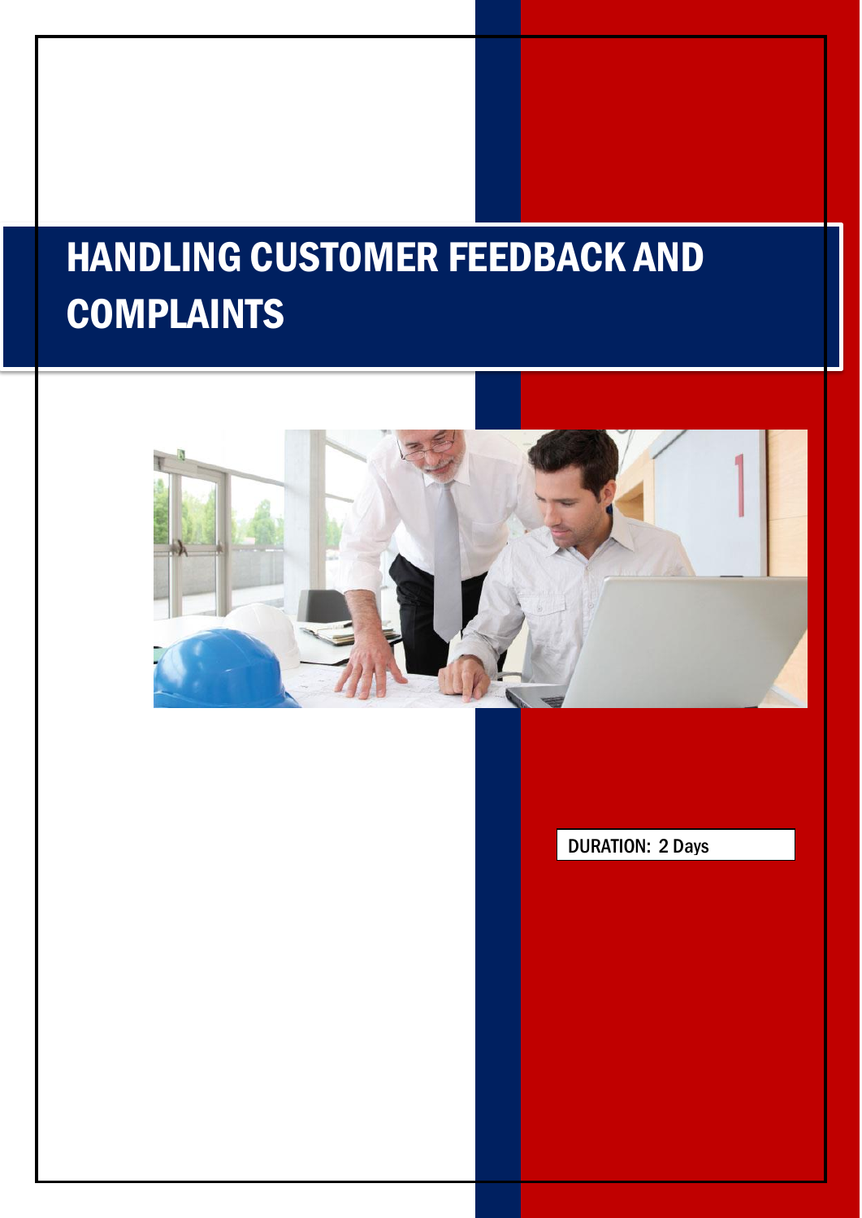# HANDLING CUSTOMER FEEDBACK AND COMPLAINTS

DURATION: 2 Days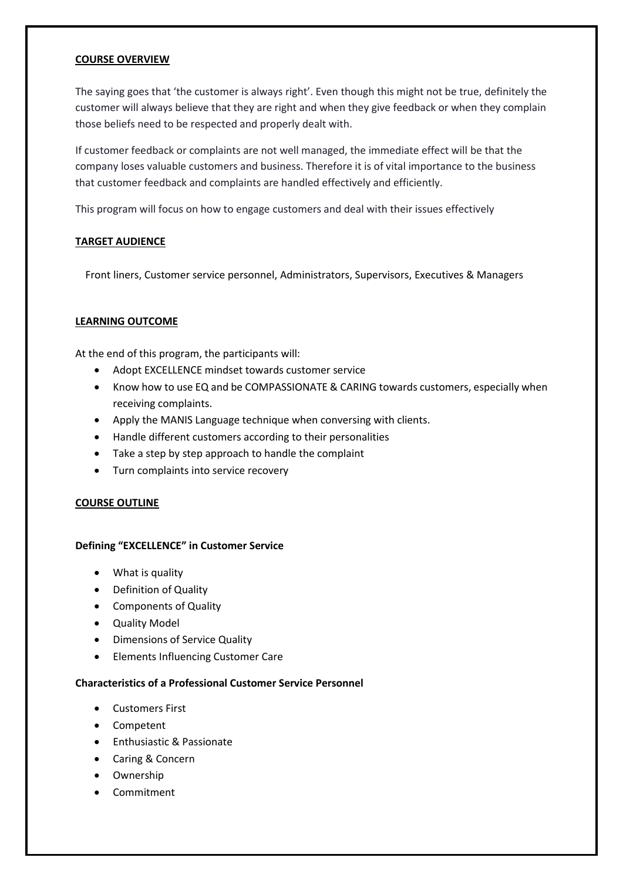## COURSE OVERVIEW

The saying goes that 'the customer is always right'. Even though this might not be true, definitely the customer will always believe that they are right and when they give feedback or when they complain those beliefs need to be respected and properly dealt with.

If customer feedback or complaints are not well managed, the immediate effect will be that the company loses valuable customers and business. Therefore it is of vital importance to the business that customer feedback and complaints are handled effectively and efficiently.

This program will focus on how to engage customers and deal with their issues effectively

## TARGET AUDIENCE

Front liners, Customer service personnel, Administrators, Supervisors, Executives & Managers

## LEARNING OUTCOME

At the end of this program, the participants will:

- Adopt EXCELLENCE mindset towards customer service
- Know how to use EQ and be COMPASSIONATE & CARING towards customers, especially when receiving complaints.
- Apply the MANIS Language technique when conversing with clients.
- Handle different customers according to their personalities
- Take a step by step approach to handle the complaint
- Turn complaints into service recovery

## COURSE OUTLINE

### Defining "EXCELLENCE" in Customer Service

- What is quality
- Definition of Quality
- Components of Quality
- Quality Model
- Dimensions of Service Quality
- Elements Influencing Customer Care

### Characteristics of a Professional Customer Service Personnel

- Customers First
- Competent
- Enthusiastic & Passionate
- Caring & Concern
- Ownership
- Commitment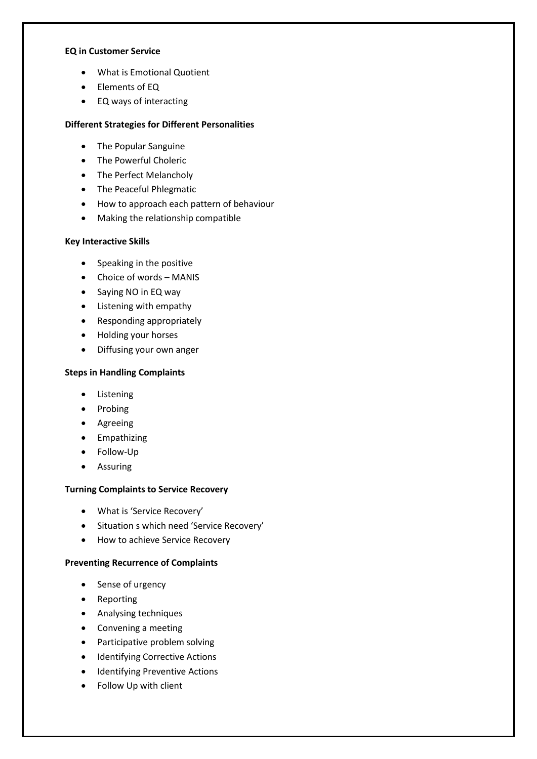**EQ in Customer Service**

- What is Emotional Quotient
- Elements of EQ
- EQ ways of interacting

**Different Strategies for Different Personalities**

- The Popular Sanguine
- The Powerful Choleric
- The Perfect Melancholy
- The Peaceful Phlegmatic
- How to approach each pattern of behaviour
- Making the relationship compatible

**Key Interactive Skills**

- Speaking in the positive
- Choice of words – MANIS
- Saying NO in EQ way
- Listening with empathy
- Responding appropriately
- Holding your horses
- Diffusing your own anger

**Steps in Handling Complaints**

- Listening
- Probing
- Agreeing
- Empathizing
- Follow-Up
- Assuring

**Turning Complaints to Service Recovery**

- What is 'Service Recovery'
- Situation s which need 'Service Recovery'
- How to achieve Service Recovery

**Preventing Recurrence of Complaints**

- Sense of urgency
- Reporting
- Analysing techniques
- Convening a meeting
- Participative problem solving
- Identifying Corrective Actions
- Identifying Preventive Actions
- Follow Up with client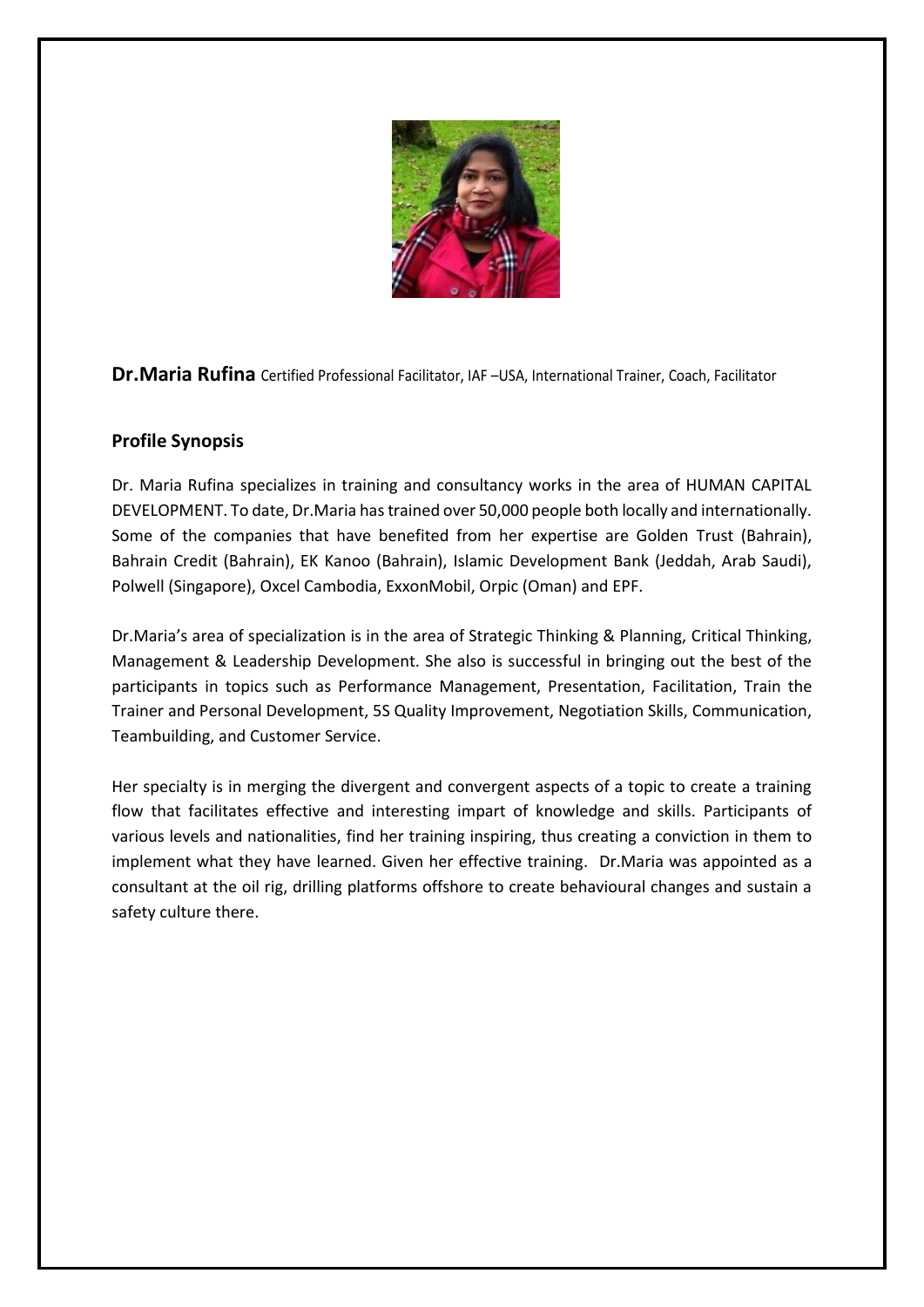**Dr.Maria Rufina** Certified Professional Facilitator, IAF –USA, International Trainer, Coach, Facilitator

## Profile Synopsis

Dr. Maria Rufina specializes in training and consultancy works in the area of HUMAN CAPITAL DEVELOPMENT. To date, Dr.Maria has trained over 50,000 people both locally and internationally. Some of the companies that have benefited from her expertise are Golden Trust (Bahrain), Bahrain Credit (Bahrain), EK Kanoo (Bahrain), Islamic Development Bank (Jeddah, Arab Saudi), Polwell (Singapore), Oxcel Cambodia, ExxonMobil, Orpic (Oman) and EPF.

Dr.Maria's area of specialization is in the area of Strategic Thinking & Planning, Critical Thinking, Management & Leadership Development. She also is successful in bringing out the best of the participants in topics such as Performance Management, Presentation, Facilitation, Train the Trainer and Personal Development, 5S Quality Improvement, Negotiation Skills, Communication, Teambuilding, and Customer Service.

Her specialty is in merging the divergent and convergent aspects of a topic to create a training flow that facilitates effective and interesting impart of knowledge and skills. Participants of various levels and nationalities, find her training inspiring, thus creating a conviction in them to implement what they have learned. Given her effective training. Dr.Maria was appointed as a consultant at the oil rig, drilling platforms offshore to create behavioural changes and sustain a safety culture there.